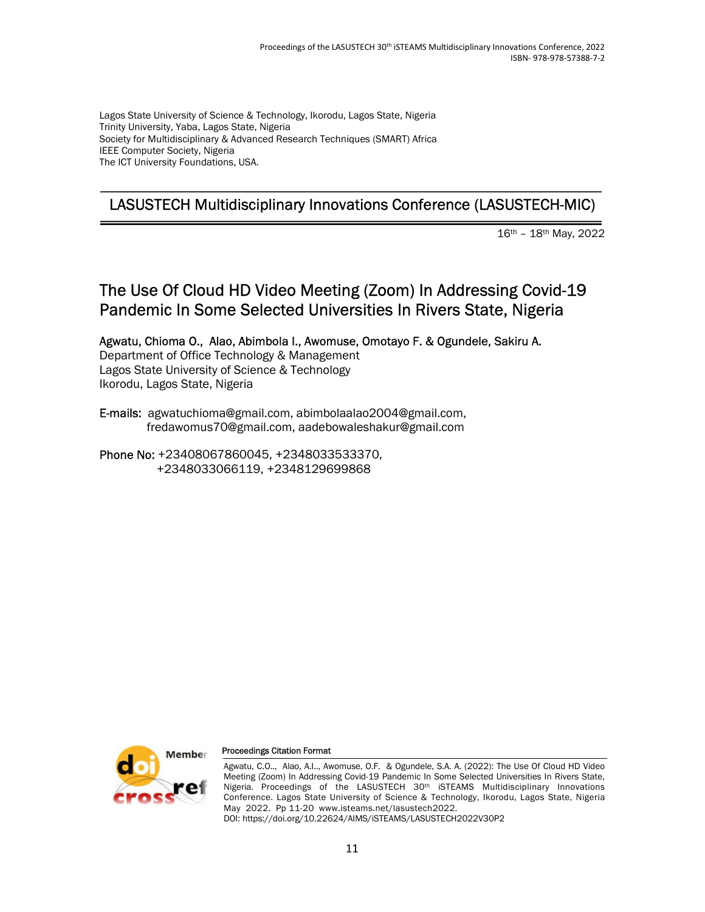Lagos State University of Science & Technology, Ikorodu, Lagos State, Nigeria
Trinity University, Yaba, Lagos State, Nigeria
Society for Multidisciplinary & Advanced Research Techniques (SMART) Africa
IEEE Computer Society, Nigeria
The ICT University Foundations, USA.

## LASUSTECH Multidisciplinary Innovations Conference (LASUSTECH-MIC)

16th – 18th May, 2022

# The Use Of Cloud HD Video Meeting (Zoom) In Addressing Covid-19 Pandemic In Some Selected Universities In Rivers State, Nigeria

**Agwatu, Chioma O., Alao, Abimbola I., Awomuse, Omotayo F. & Ogundele, Sakiru A.**
Department of Office Technology & Management
Lagos State University of Science & Technology
Ikorodu, Lagos State, Nigeria

**E-mails:** agwatuchioma@gmail.com, abimbolaalao2004@gmail.com, fredawomus70@gmail.com, aadebowaleshakur@gmail.com

**Phone No:** +23408067860045, +2348033533370, +2348033066119, +2348129699868

**Proceedings Citation Format**

Agwatu, C.O.., Alao, A.I.., Awomuse, O.F. & Ogundele, S.A. A. (2022): The Use Of Cloud HD Video Meeting (Zoom) In Addressing Covid-19 Pandemic In Some Selected Universities In Rivers State, Nigeria. Proceedings of the LASUSTECH 30th iSTEAMS Multidisciplinary Innovations Conference. Lagos State University of Science & Technology, Ikorodu, Lagos State, Nigeria May 2022. Pp 11-20 www.isteams.net/lasustech2022.
DOI: https://doi.org/10.22624/AIMS/iSTEAMS/LASUSTECH2022V30P2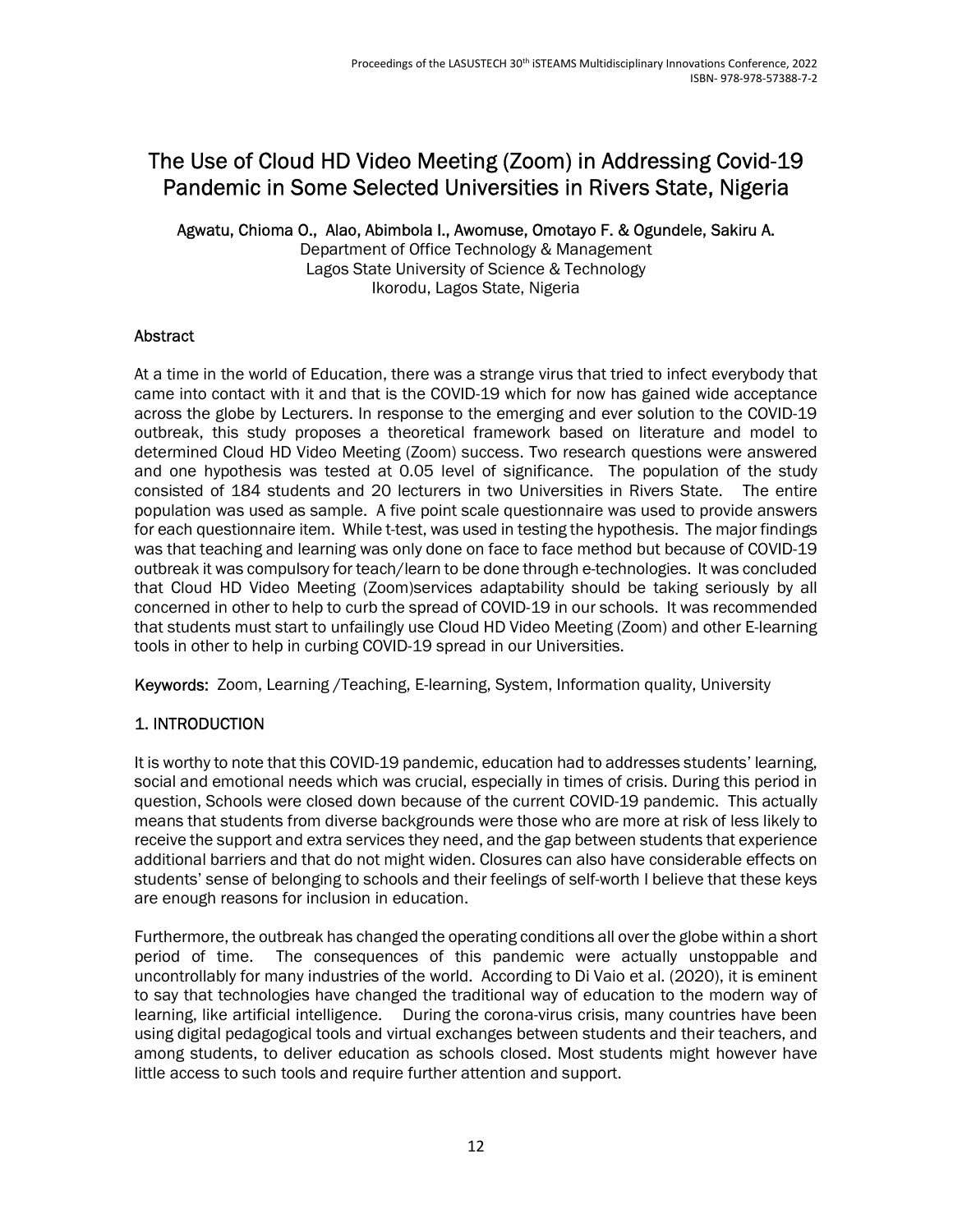# The Use of Cloud HD Video Meeting (Zoom) in Addressing Covid-19 Pandemic in Some Selected Universities in Rivers State, Nigeria

**Agwatu, Chioma O., Alao, Abimbola I., Awomuse, Omotayo F. & Ogundele, Sakiru A.**
Department of Office Technology & Management
Lagos State University of Science & Technology
Ikorodu, Lagos State, Nigeria

## Abstract

At a time in the world of Education, there was a strange virus that tried to infect everybody that came into contact with it and that is the COVID-19 which for now has gained wide acceptance across the globe by Lecturers. In response to the emerging and ever solution to the COVID-19 outbreak, this study proposes a theoretical framework based on literature and model to determined Cloud HD Video Meeting (Zoom) success. Two research questions were answered and one hypothesis was tested at 0.05 level of significance. The population of the study consisted of 184 students and 20 lecturers in two Universities in Rivers State. The entire population was used as sample. A five point scale questionnaire was used to provide answers for each questionnaire item. While t-test, was used in testing the hypothesis. The major findings was that teaching and learning was only done on face to face method but because of COVID-19 outbreak it was compulsory for teach/learn to be done through e-technologies. It was concluded that Cloud HD Video Meeting (Zoom)services adaptability should be taking seriously by all concerned in other to help to curb the spread of COVID-19 in our schools. It was recommended that students must start to unfailingly use Cloud HD Video Meeting (Zoom) and other E-learning tools in other to help in curbing COVID-19 spread in our Universities.

**Keywords:** Zoom, Learning /Teaching, E-learning, System, Information quality, University

## 1. INTRODUCTION

It is worthy to note that this COVID-19 pandemic, education had to addresses students' learning, social and emotional needs which was crucial, especially in times of crisis. During this period in question, Schools were closed down because of the current COVID-19 pandemic. This actually means that students from diverse backgrounds were those who are more at risk of less likely to receive the support and extra services they need, and the gap between students that experience additional barriers and that do not might widen. Closures can also have considerable effects on students' sense of belonging to schools and their feelings of self-worth I believe that these keys are enough reasons for inclusion in education.

Furthermore, the outbreak has changed the operating conditions all over the globe within a short period of time. The consequences of this pandemic were actually unstoppable and uncontrollably for many industries of the world. According to Di Vaio et al. (2020), it is eminent to say that technologies have changed the traditional way of education to the modern way of learning, like artificial intelligence. During the corona-virus crisis, many countries have been using digital pedagogical tools and virtual exchanges between students and their teachers, and among students, to deliver education as schools closed. Most students might however have little access to such tools and require further attention and support.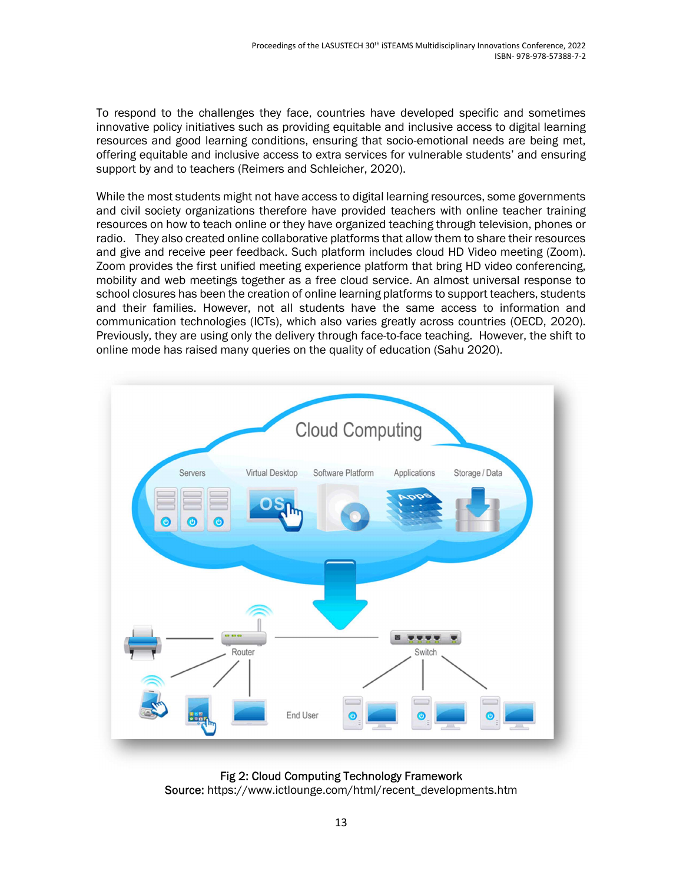To respond to the challenges they face, countries have developed specific and sometimes innovative policy initiatives such as providing equitable and inclusive access to digital learning resources and good learning conditions, ensuring that socio-emotional needs are being met, offering equitable and inclusive access to extra services for vulnerable students' and ensuring support by and to teachers (Reimers and Schleicher, 2020).

While the most students might not have access to digital learning resources, some governments and civil society organizations therefore have provided teachers with online teacher training resources on how to teach online or they have organized teaching through television, phones or radio. They also created online collaborative platforms that allow them to share their resources and give and receive peer feedback. Such platform includes cloud HD Video meeting (Zoom). Zoom provides the first unified meeting experience platform that bring HD video conferencing, mobility and web meetings together as a free cloud service. An almost universal response to school closures has been the creation of online learning platforms to support teachers, students and their families. However, not all students have the same access to information and communication technologies (ICTs), which also varies greatly across countries (OECD, 2020). Previously, they are using only the delivery through face-to-face teaching. However, the shift to online mode has raised many queries on the quality of education (Sahu 2020).

Fig 2: Cloud Computing Technology Framework
**Source:** https://www.ictlounge.com/html/recent_developments.htm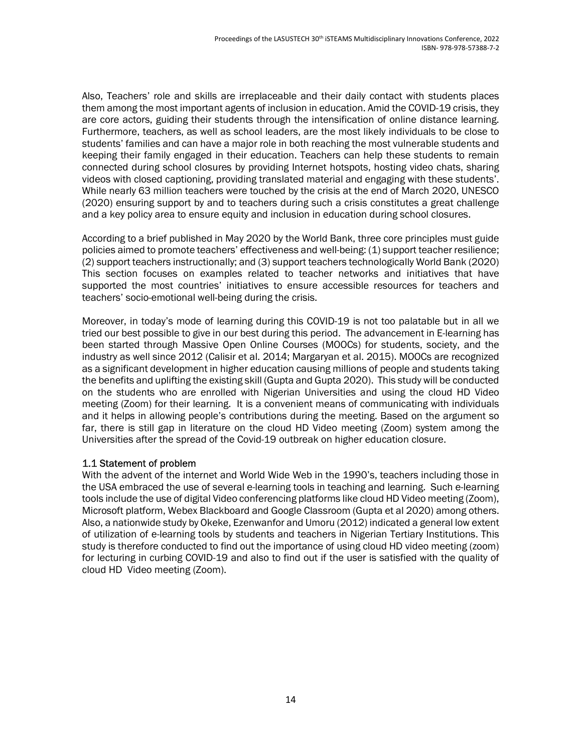Also, Teachers' role and skills are irreplaceable and their daily contact with students places them among the most important agents of inclusion in education. Amid the COVID-19 crisis, they are core actors, guiding their students through the intensification of online distance learning. Furthermore, teachers, as well as school leaders, are the most likely individuals to be close to students' families and can have a major role in both reaching the most vulnerable students and keeping their family engaged in their education. Teachers can help these students to remain connected during school closures by providing Internet hotspots, hosting video chats, sharing videos with closed captioning, providing translated material and engaging with these students'. While nearly 63 million teachers were touched by the crisis at the end of March 2020, UNESCO (2020) ensuring support by and to teachers during such a crisis constitutes a great challenge and a key policy area to ensure equity and inclusion in education during school closures.

According to a brief published in May 2020 by the World Bank, three core principles must guide policies aimed to promote teachers' effectiveness and well-being: (1) support teacher resilience; (2) support teachers instructionally; and (3) support teachers technologically World Bank (2020) This section focuses on examples related to teacher networks and initiatives that have supported the most countries' initiatives to ensure accessible resources for teachers and teachers' socio-emotional well-being during the crisis.

Moreover, in today's mode of learning during this COVID-19 is not too palatable but in all we tried our best possible to give in our best during this period. The advancement in E-learning has been started through Massive Open Online Courses (MOOCs) for students, society, and the industry as well since 2012 (Calisir et al. 2014; Margaryan et al. 2015). MOOCs are recognized as a significant development in higher education causing millions of people and students taking the benefits and uplifting the existing skill (Gupta and Gupta 2020). This study will be conducted on the students who are enrolled with Nigerian Universities and using the cloud HD Video meeting (Zoom) for their learning. It is a convenient means of communicating with individuals and it helps in allowing people's contributions during the meeting. Based on the argument so far, there is still gap in literature on the cloud HD Video meeting (Zoom) system among the Universities after the spread of the Covid-19 outbreak on higher education closure.

### 1.1 Statement of problem

With the advent of the internet and World Wide Web in the 1990's, teachers including those in the USA embraced the use of several e-learning tools in teaching and learning. Such e-learning tools include the use of digital Video conferencing platforms like cloud HD Video meeting (Zoom), Microsoft platform, Webex Blackboard and Google Classroom (Gupta et al 2020) among others. Also, a nationwide study by Okeke, Ezenwanfor and Umoru (2012) indicated a general low extent of utilization of e-learning tools by students and teachers in Nigerian Tertiary Institutions. This study is therefore conducted to find out the importance of using cloud HD video meeting (zoom) for lecturing in curbing COVID-19 and also to find out if the user is satisfied with the quality of cloud HD Video meeting (Zoom).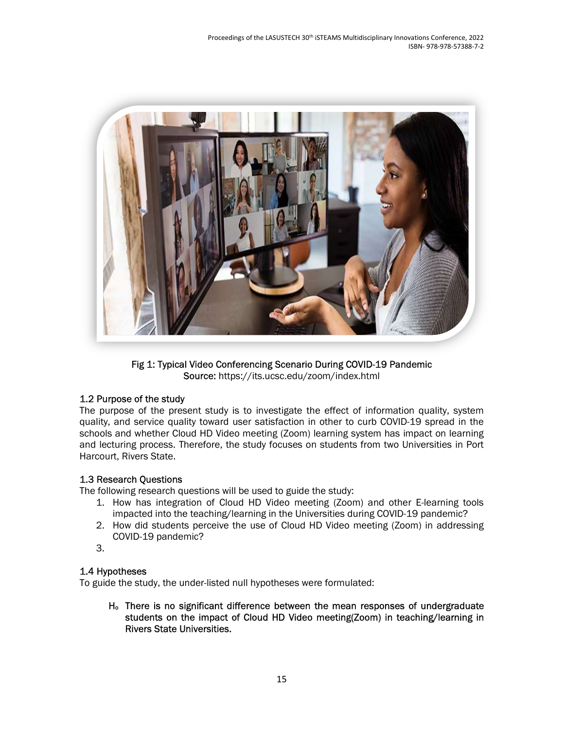Fig 1: Typical Video Conferencing Scenario During COVID-19 Pandemic
Source: https://its.ucsc.edu/zoom/index.html

### 1.2 Purpose of the study

The purpose of the present study is to investigate the effect of information quality, system quality, and service quality toward user satisfaction in other to curb COVID-19 spread in the schools and whether Cloud HD Video meeting (Zoom) learning system has impact on learning and lecturing process. Therefore, the study focuses on students from two Universities in Port Harcourt, Rivers State.

### 1.3 Research Questions

The following research questions will be used to guide the study:

1. How has integration of Cloud HD Video meeting (Zoom) and other E-learning tools impacted into the teaching/learning in the Universities during COVID-19 pandemic?
2. How did students perceive the use of Cloud HD Video meeting (Zoom) in addressing COVID-19 pandemic?
3.

### 1.4 Hypotheses

To guide the study, the under-listed null hypotheses were formulated:

**$H_o$ There is no significant difference between the mean responses of undergraduate students on the impact of Cloud HD Video meeting(Zoom) in teaching/learning in Rivers State Universities.**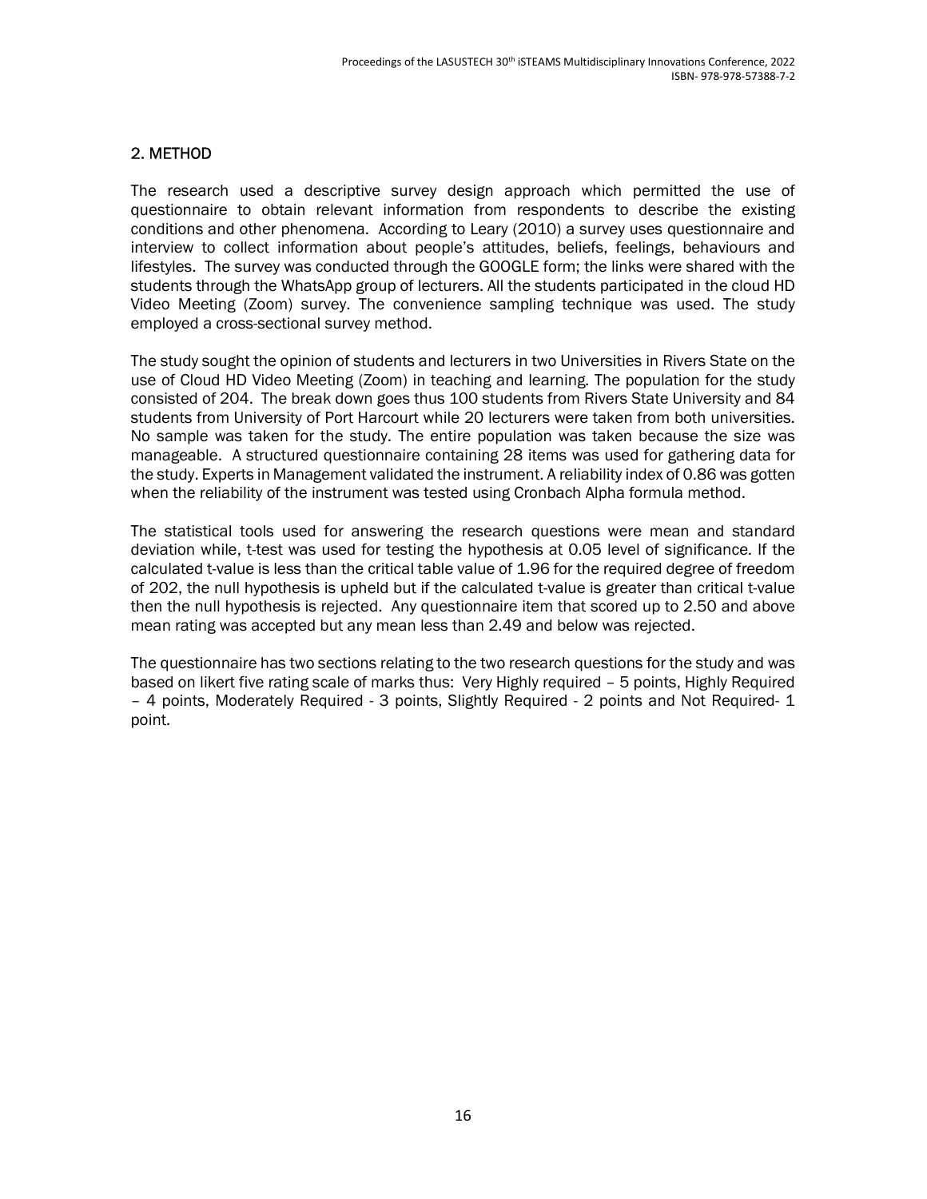## 2. METHOD

The research used a descriptive survey design approach which permitted the use of questionnaire to obtain relevant information from respondents to describe the existing conditions and other phenomena. According to Leary (2010) a survey uses questionnaire and interview to collect information about people's attitudes, beliefs, feelings, behaviours and lifestyles. The survey was conducted through the GOOGLE form; the links were shared with the students through the WhatsApp group of lecturers. All the students participated in the cloud HD Video Meeting (Zoom) survey. The convenience sampling technique was used. The study employed a cross-sectional survey method.

The study sought the opinion of students and lecturers in two Universities in Rivers State on the use of Cloud HD Video Meeting (Zoom) in teaching and learning. The population for the study consisted of 204. The break down goes thus 100 students from Rivers State University and 84 students from University of Port Harcourt while 20 lecturers were taken from both universities. No sample was taken for the study. The entire population was taken because the size was manageable. A structured questionnaire containing 28 items was used for gathering data for the study. Experts in Management validated the instrument. A reliability index of 0.86 was gotten when the reliability of the instrument was tested using Cronbach Alpha formula method.

The statistical tools used for answering the research questions were mean and standard deviation while, t-test was used for testing the hypothesis at 0.05 level of significance. If the calculated t-value is less than the critical table value of 1.96 for the required degree of freedom of 202, the null hypothesis is upheld but if the calculated t-value is greater than critical t-value then the null hypothesis is rejected. Any questionnaire item that scored up to 2.50 and above mean rating was accepted but any mean less than 2.49 and below was rejected.

The questionnaire has two sections relating to the two research questions for the study and was based on likert five rating scale of marks thus: Very Highly required – 5 points, Highly Required – 4 points, Moderately Required - 3 points, Slightly Required - 2 points and Not Required- 1 point.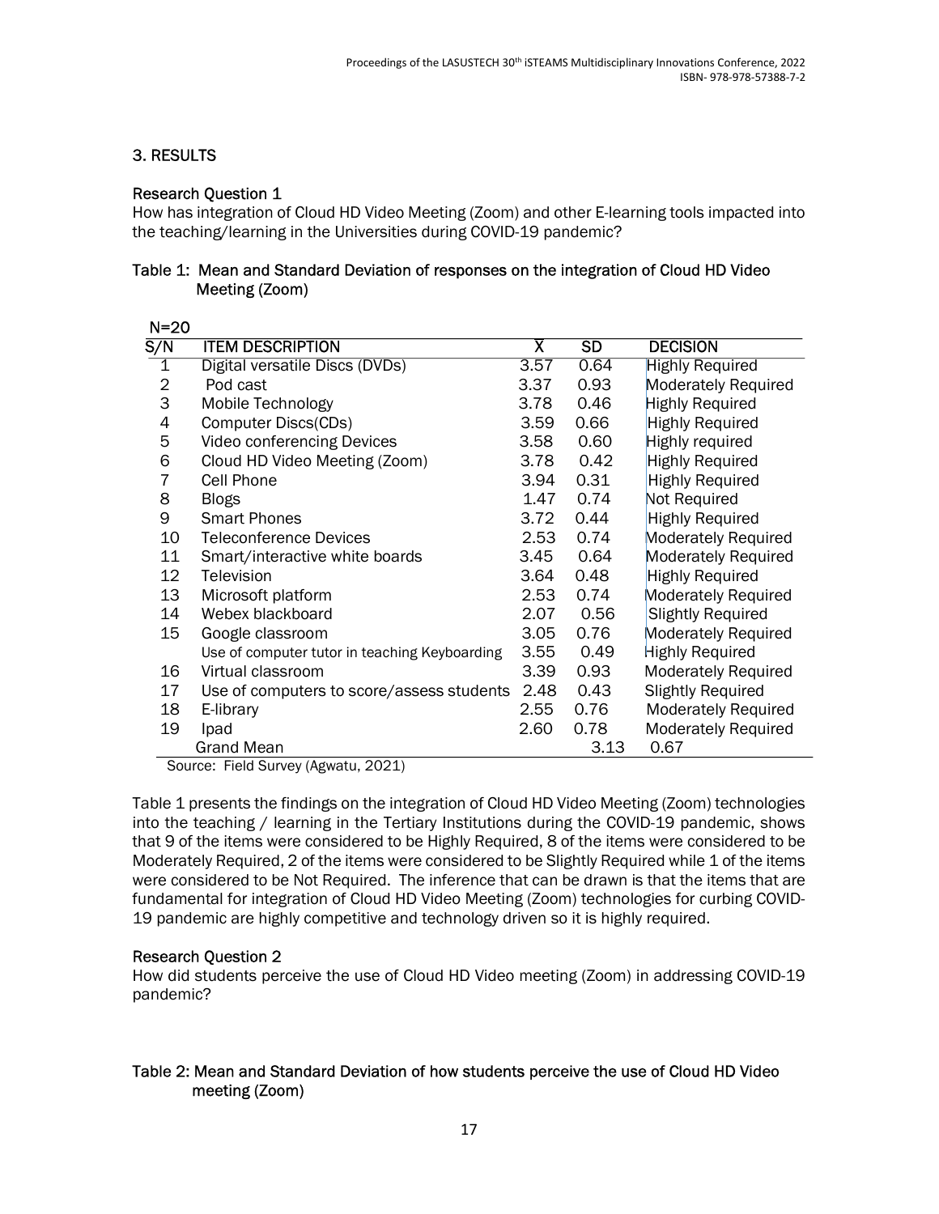## 3. RESULTS

### Research Question 1

How has integration of Cloud HD Video Meeting (Zoom) and other E-learning tools impacted into the teaching/learning in the Universities during COVID-19 pandemic?

Table 1: Mean and Standard Deviation of responses on the integration of Cloud HD Video Meeting (Zoom)

N=20

| S/N | ITEM DESCRIPTION | $\bar{X}$ | SD | DECISION |
|---|---|---|---|---|
| 1 | Digital versatile Discs (DVDs) | 3.57 | 0.64 | Highly Required |
| 2 | Pod cast | 3.37 | 0.93 | Moderately Required |
| 3 | Mobile Technology | 3.78 | 0.46 | Highly Required |
| 4 | Computer Discs(CDs) | 3.59 | 0.66 | Highly Required |
| 5 | Video conferencing Devices | 3.58 | 0.60 | Highly required |
| 6 | Cloud HD Video Meeting (Zoom) | 3.78 | 0.42 | Highly Required |
| 7 | Cell Phone | 3.94 | 0.31 | Highly Required |
| 8 | Blogs | 1.47 | 0.74 | Not Required |
| 9 | Smart Phones | 3.72 | 0.44 | Highly Required |
| 10 | Teleconference Devices | 2.53 | 0.74 | Moderately Required |
| 11 | Smart/interactive white boards | 3.45 | 0.64 | Moderately Required |
| 12 | Television | 3.64 | 0.48 | Highly Required |
| 13 | Microsoft platform | 2.53 | 0.74 | Moderately Required |
| 14 | Webex blackboard | 2.07 | 0.56 | Slightly Required |
| 15 | Google classroom | 3.05 | 0.76 | Moderately Required |
| | Use of computer tutor in teaching Keyboarding | 3.55 | 0.49 | Highly Required |
| 16 | Virtual classroom | 3.39 | 0.93 | Moderately Required |
| 17 | Use of computers to score/assess students | 2.48 | 0.43 | Slightly Required |
| 18 | E-library | 2.55 | 0.76 | Moderately Required |
| 19 | Ipad | 2.60 | 0.78 | Moderately Required |
| | Grand Mean | | 3.13 | 0.67 |

Source: Field Survey (Agwatu, 2021)

Table 1 presents the findings on the integration of Cloud HD Video Meeting (Zoom) technologies into the teaching / learning in the Tertiary Institutions during the COVID-19 pandemic, shows that 9 of the items were considered to be Highly Required, 8 of the items were considered to be Moderately Required, 2 of the items were considered to be Slightly Required while 1 of the items were considered to be Not Required. The inference that can be drawn is that the items that are fundamental for integration of Cloud HD Video Meeting (Zoom) technologies for curbing COVID-19 pandemic are highly competitive and technology driven so it is highly required.

### Research Question 2

How did students perceive the use of Cloud HD Video meeting (Zoom) in addressing COVID-19 pandemic?

Table 2: Mean and Standard Deviation of how students perceive the use of Cloud HD Video meeting (Zoom)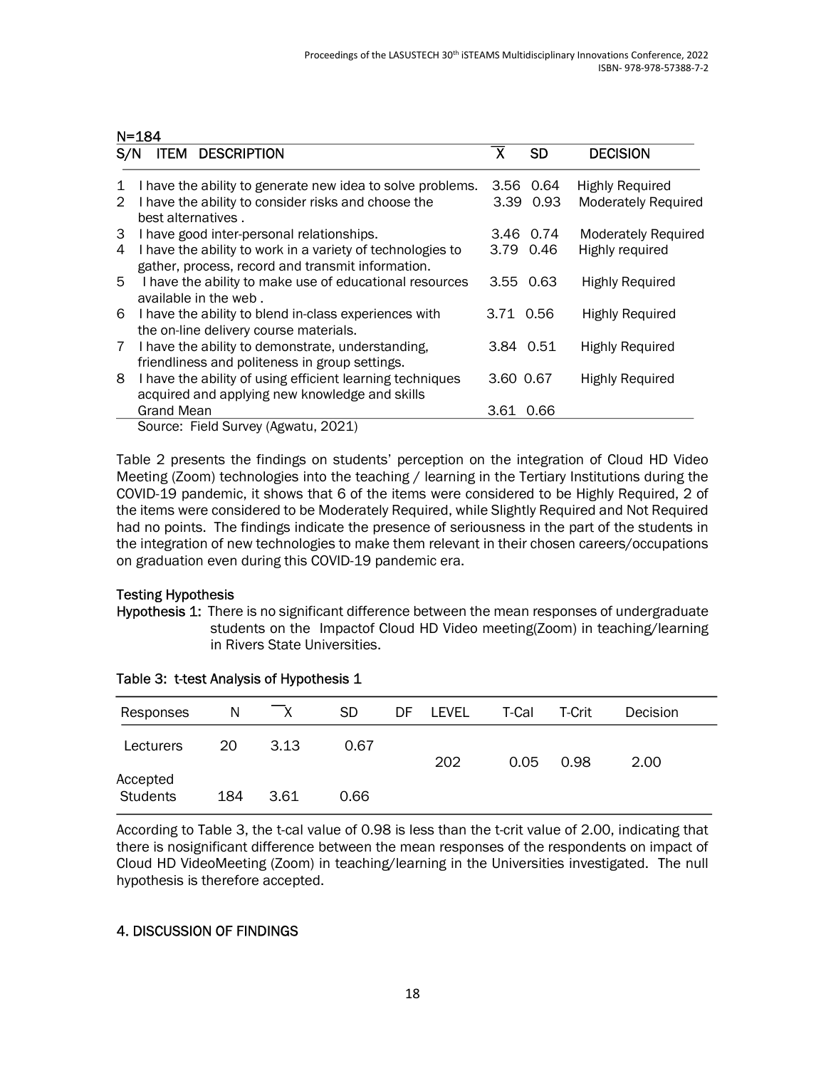N=184

| S/N | ITEM DESCRIPTION | $\overline{X}$ | SD | DECISION |
|---|---|---|---|---|
| 1 | I have the ability to generate new idea to solve problems. | 3.56 | 0.64 | Highly Required |
| 2 | I have the ability to consider risks and choose the best alternatives . | 3.39 | 0.93 | Moderately Required |
| 3 | I have good inter-personal relationships. | 3.46 | 0.74 | Moderately Required |
| 4 | I have the ability to work in a variety of technologies to gather, process, record and transmit information. | 3.79 | 0.46 | Highly required |
| 5 | I have the ability to make use of educational resources available in the web . | 3.55 | 0.63 | Highly Required |
| 6 | I have the ability to blend in-class experiences with the on-line delivery course materials. | 3.71 | 0.56 | Highly Required |
| 7 | I have the ability to demonstrate, understanding, friendliness and politeness in group settings. | 3.84 | 0.51 | Highly Required |
| 8 | I have the ability of using efficient learning techniques acquired and applying new knowledge and skills | 3.60 | 0.67 | Highly Required |
| | Grand Mean | 3.61 | 0.66 | |

Source: Field Survey (Agwatu, 2021)

Table 2 presents the findings on students' perception on the integration of Cloud HD Video Meeting (Zoom) technologies into the teaching / learning in the Tertiary Institutions during the COVID-19 pandemic, it shows that 6 of the items were considered to be Highly Required, 2 of the items were considered to be Moderately Required, while Slightly Required and Not Required had no points. The findings indicate the presence of seriousness in the part of the students in the integration of new technologies to make them relevant in their chosen careers/occupations on graduation even during this COVID-19 pandemic era.

### Testing Hypothesis

**Hypothesis 1:** There is no significant difference between the mean responses of undergraduate students on the Impactof Cloud HD Video meeting(Zoom) in teaching/learning in Rivers State Universities.

Table 3: t-test Analysis of Hypothesis 1

| Responses | N | $\overline{X}$ | SD | DF | LEVEL | T-Cal | T-Crit | Decision |
|---|---|---|---|---|---|---|---|---|
| Lecturers | 20 | 3.13 | 0.67 | 202 | 0.05 | 0.98 | 2.00 | Accepted |
| Students | 184 | 3.61 | 0.66 | | | | | |

According to Table 3, the t-cal value of 0.98 is less than the t-crit value of 2.00, indicating that there is nosignificant difference between the mean responses of the respondents on impact of Cloud HD VideoMeeting (Zoom) in teaching/learning in the Universities investigated. The null hypothesis is therefore accepted.

## 4. DISCUSSION OF FINDINGS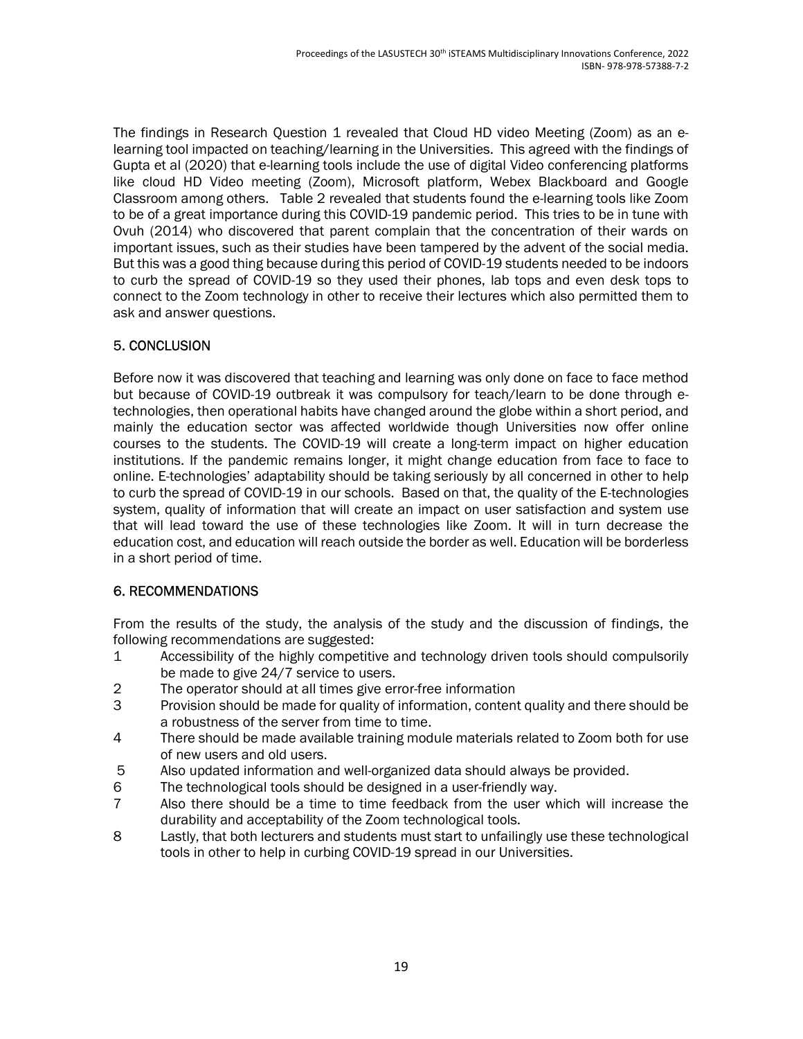The findings in Research Question 1 revealed that Cloud HD video Meeting (Zoom) as an e-learning tool impacted on teaching/learning in the Universities. This agreed with the findings of Gupta et al (2020) that e-learning tools include the use of digital Video conferencing platforms like cloud HD Video meeting (Zoom), Microsoft platform, Webex Blackboard and Google Classroom among others. Table 2 revealed that students found the e-learning tools like Zoom to be of a great importance during this COVID-19 pandemic period. This tries to be in tune with Ovuh (2014) who discovered that parent complain that the concentration of their wards on important issues, such as their studies have been tampered by the advent of the social media. But this was a good thing because during this period of COVID-19 students needed to be indoors to curb the spread of COVID-19 so they used their phones, lab tops and even desk tops to connect to the Zoom technology in other to receive their lectures which also permitted them to ask and answer questions.

## 5. CONCLUSION

Before now it was discovered that teaching and learning was only done on face to face method but because of COVID-19 outbreak it was compulsory for teach/learn to be done through e-technologies, then operational habits have changed around the globe within a short period, and mainly the education sector was affected worldwide though Universities now offer online courses to the students. The COVID-19 will create a long-term impact on higher education institutions. If the pandemic remains longer, it might change education from face to face to online. E-technologies' adaptability should be taking seriously by all concerned in other to help to curb the spread of COVID-19 in our schools. Based on that, the quality of the E-technologies system, quality of information that will create an impact on user satisfaction and system use that will lead toward the use of these technologies like Zoom. It will in turn decrease the education cost, and education will reach outside the border as well. Education will be borderless in a short period of time.

## 6. RECOMMENDATIONS

From the results of the study, the analysis of the study and the discussion of findings, the following recommendations are suggested:

1. Accessibility of the highly competitive and technology driven tools should compulsorily be made to give 24/7 service to users.
2. The operator should at all times give error-free information
3. Provision should be made for quality of information, content quality and there should be a robustness of the server from time to time.
4. There should be made available training module materials related to Zoom both for use of new users and old users.
5. Also updated information and well-organized data should always be provided.
6. The technological tools should be designed in a user-friendly way.
7. Also there should be a time to time feedback from the user which will increase the durability and acceptability of the Zoom technological tools.
8. Lastly, that both lecturers and students must start to unfailingly use these technological tools in other to help in curbing COVID-19 spread in our Universities.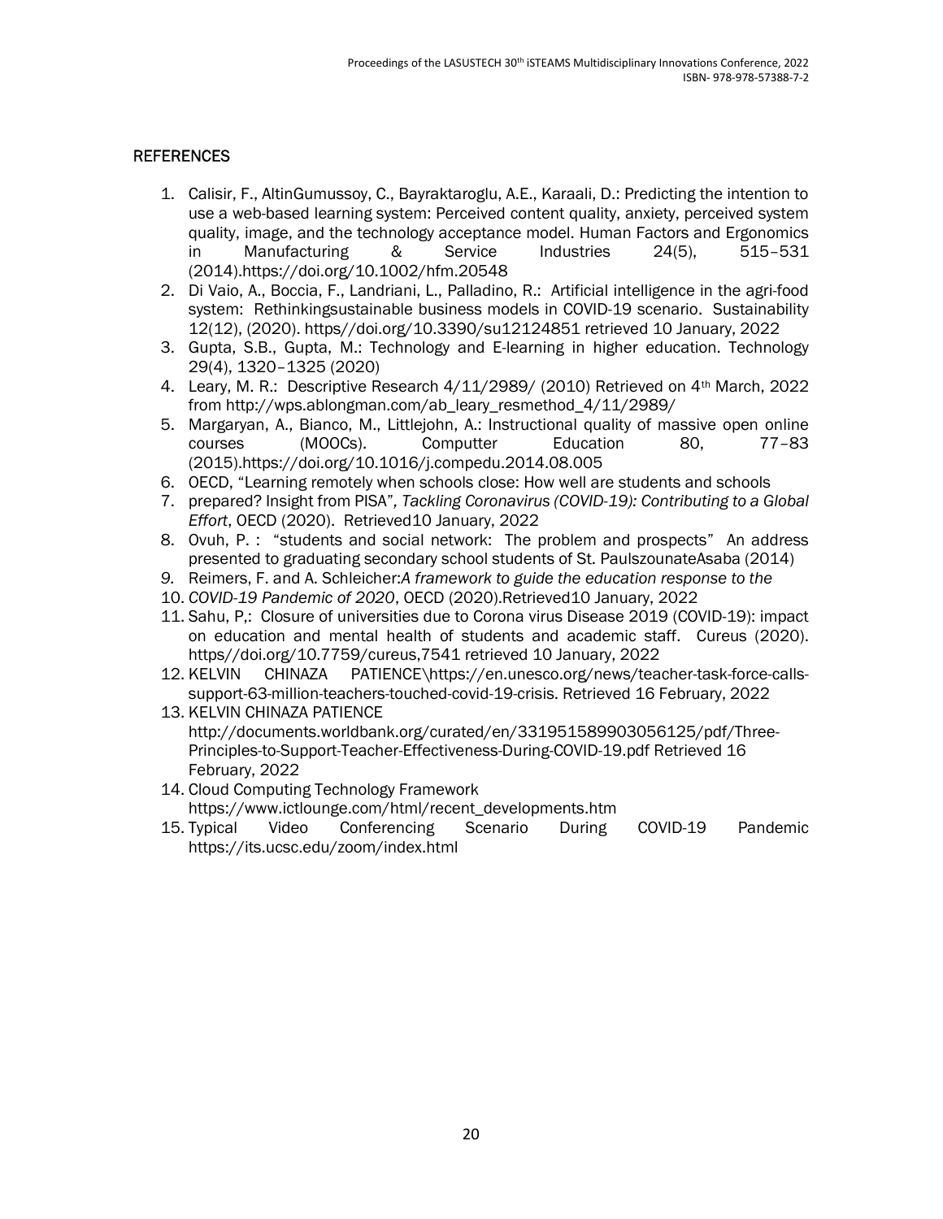## REFERENCES

1. Calisir, F., AltinGumussoy, C., Bayraktaroglu, A.E., Karaali, D.: Predicting the intention to use a web-based learning system: Perceived content quality, anxiety, perceived system quality, image, and the technology acceptance model. Human Factors and Ergonomics in Manufacturing & Service Industries 24(5), 515–531 (2014).https://doi.org/10.1002/hfm.20548
2. Di Vaio, A., Boccia, F., Landriani, L., Palladino, R.: Artificial intelligence in the agri-food system: Rethinkingsustainable business models in COVID-19 scenario. Sustainability 12(12), (2020). https//doi.org/10.3390/su12124851 retrieved 10 January, 2022
3. Gupta, S.B., Gupta, M.: Technology and E-learning in higher education. Technology 29(4), 1320–1325 (2020)
4. Leary, M. R.: Descriptive Research 4/11/2989/ (2010) Retrieved on 4th March, 2022 from http://wps.ablongman.com/ab_leary_resmethod_4/11/2989/
5. Margaryan, A., Bianco, M., Littlejohn, A.: Instructional quality of massive open online courses (MOOCs). Computter Education 80, 77–83 (2015).https://doi.org/10.1016/j.compedu.2014.08.005
6. OECD, "Learning remotely when schools close: How well are students and schools
7. prepared? Insight from PISA", *Tackling Coronavirus (COVID-19): Contributing to a Global Effort*, OECD (2020). Retrieved10 January, 2022
8. Ovuh, P. : "students and social network: The problem and prospects" An address presented to graduating secondary school students of St. PaulszounateAsaba (2014)
9. Reimers, F. and A. Schleicher:*A framework to guide the education response to the*
10. *COVID-19 Pandemic of 2020*, OECD (2020).Retrieved10 January, 2022
11. Sahu, P,: Closure of universities due to Corona virus Disease 2019 (COVID-19): impact on education and mental health of students and academic staff. Cureus (2020). https//doi.org/10.7759/cureus,7541 retrieved 10 January, 2022
12. KELVIN CHINAZA PATIENCE\https://en.unesco.org/news/teacher-task-force-calls-support-63-million-teachers-touched-covid-19-crisis. Retrieved 16 February, 2022
13. KELVIN CHINAZA PATIENCE http://documents.worldbank.org/curated/en/331951589903056125/pdf/Three-Principles-to-Support-Teacher-Effectiveness-During-COVID-19.pdf Retrieved 16 February, 2022
14. Cloud Computing Technology Framework https://www.ictlounge.com/html/recent_developments.htm
15. Typical Video Conferencing Scenario During COVID-19 Pandemic https://its.ucsc.edu/zoom/index.html